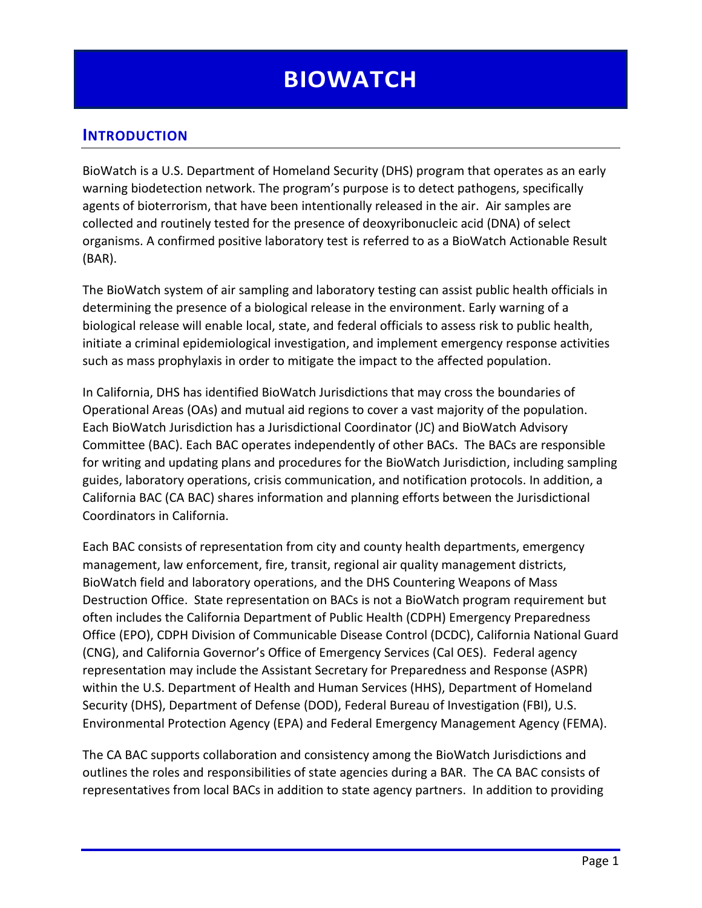# BIOWATCH

## INTRODUCTION

BioWatch is a U.S. Department of Homeland Security (DHS) program that operates as an early warning biodetection network. The program's purpose is to detect pathogens, specifically agents of bioterrorism, that have been intentionally released in the air. Air samples are collected and routinely tested for the presence of deoxyribonucleic acid (DNA) of select organisms. A confirmed positive laboratory test is referred to as a BioWatch Actionable Result (BAR).

The BioWatch system of air sampling and laboratory testing can assist public health officials in determining the presence of a biological release in the environment. Early warning of a biological release will enable local, state, and federal officials to assess risk to public health, initiate a criminal epidemiological investigation, and implement emergency response activities such as mass prophylaxis in order to mitigate the impact to the affected population.

In California, DHS has identified BioWatch Jurisdictions that may cross the boundaries of Operational Areas (OAs) and mutual aid regions to cover a vast majority of the population. Each BioWatch Jurisdiction has a Jurisdictional Coordinator (JC) and BioWatch Advisory Committee (BAC). Each BAC operates independently of other BACs. The BACs are responsible for writing and updating plans and procedures for the BioWatch Jurisdiction, including sampling guides, laboratory operations, crisis communication, and notification protocols. In addition, a California BAC (CA BAC) shares information and planning efforts between the Jurisdictional Coordinators in California.

Each BAC consists of representation from city and county health departments, emergency management, law enforcement, fire, transit, regional air quality management districts, BioWatch field and laboratory operations, and the DHS Countering Weapons of Mass Destruction Office. State representation on BACs is not a BioWatch program requirement but often includes the California Department of Public Health (CDPH) Emergency Preparedness Office (EPO), CDPH Division of Communicable Disease Control (DCDC), California National Guard (CNG), and California Governor's Office of Emergency Services (Cal OES). Federal agency representation may include the Assistant Secretary for Preparedness and Response (ASPR) within the U.S. Department of Health and Human Services (HHS), Department of Homeland Security (DHS), Department of Defense (DOD), Federal Bureau of Investigation (FBI), U.S. Environmental Protection Agency (EPA) and Federal Emergency Management Agency (FEMA).

The CA BAC supports collaboration and consistency among the BioWatch Jurisdictions and outlines the roles and responsibilities of state agencies during a BAR. The CA BAC consists of representatives from local BACs in addition to state agency partners. In addition to providing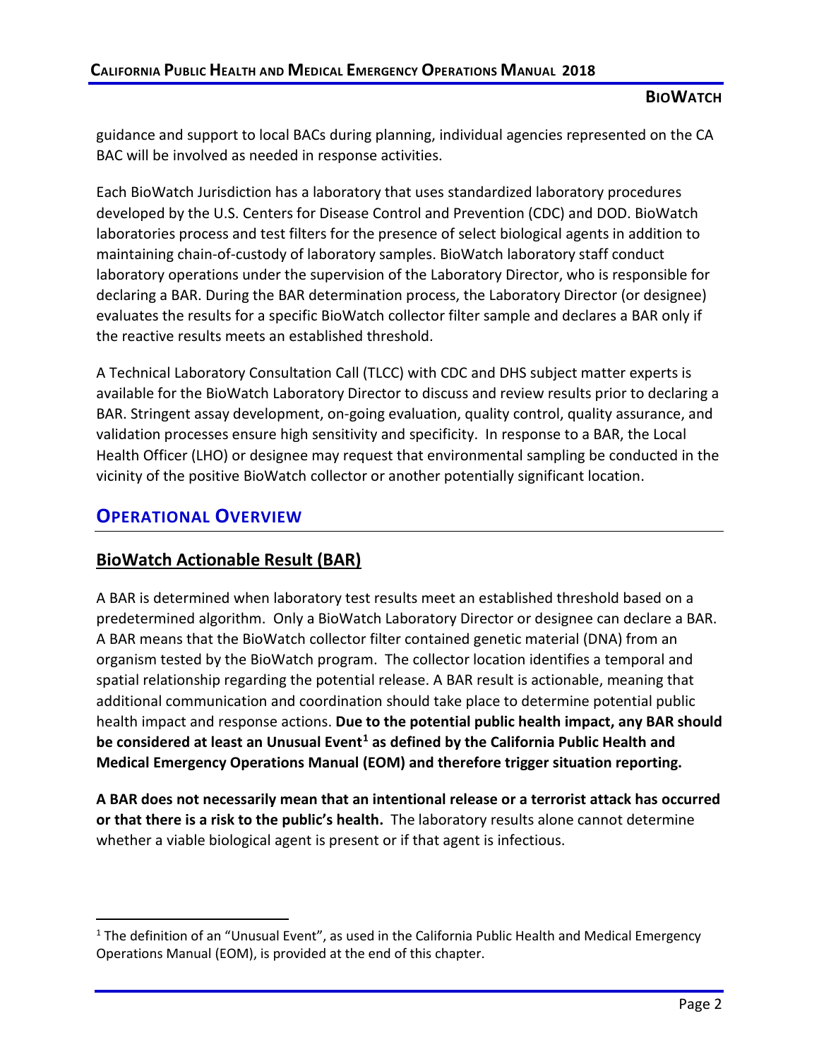guidance and support to local BACs during planning, individual agencies represented on the CA BAC will be involved as needed in response activities.

Each BioWatch Jurisdiction has a laboratory that uses standardized laboratory procedures developed by the U.S. Centers for Disease Control and Prevention (CDC) and DOD. BioWatch laboratories process and test filters for the presence of select biological agents in addition to maintaining chain-of-custody of laboratory samples. BioWatch laboratory staff conduct laboratory operations under the supervision of the Laboratory Director, who is responsible for declaring a BAR. During the BAR determination process, the Laboratory Director (or designee) evaluates the results for a specific BioWatch collector filter sample and declares a BAR only if the reactive results meets an established threshold.

A Technical Laboratory Consultation Call (TLCC) with CDC and DHS subject matter experts is available for the BioWatch Laboratory Director to discuss and review results prior to declaring a BAR. Stringent assay development, on-going evaluation, quality control, quality assurance, and validation processes ensure high sensitivity and specificity. In response to a BAR, the Local Health Officer (LHO) or designee may request that environmental sampling be conducted in the vicinity of the positive BioWatch collector or another potentially significant location.

## OPERATIONAL OVERVIEW

### BioWatch Actionable Result (BAR)

A BAR is determined when laboratory test results meet an established threshold based on a predetermined algorithm. Only a BioWatch Laboratory Director or designee can declare a BAR. A BAR means that the BioWatch collector filter contained genetic material (DNA) from an organism tested by the BioWatch program. The collector location identifies a temporal and spatial relationship regarding the potential release. A BAR result is actionable, meaning that additional communication and coordination should take place to determine potential public health impact and response actions. **Due to the potential public health impact, any BAR should be considered at least an Unusual Event[1] as defined by the California Public Health and Medical Emergency Operations Manual (EOM) and therefore trigger situation reporting.**

**A BAR does not necessarily mean that an intentional release or a terrorist attack has occurred or that there is a risk to the public's health.** The laboratory results alone cannot determine whether a viable biological agent is present or if that agent is infectious.

[1] The definition of an "Unusual Event", as used in the California Public Health and Medical Emergency Operations Manual (EOM), is provided at the end of this chapter.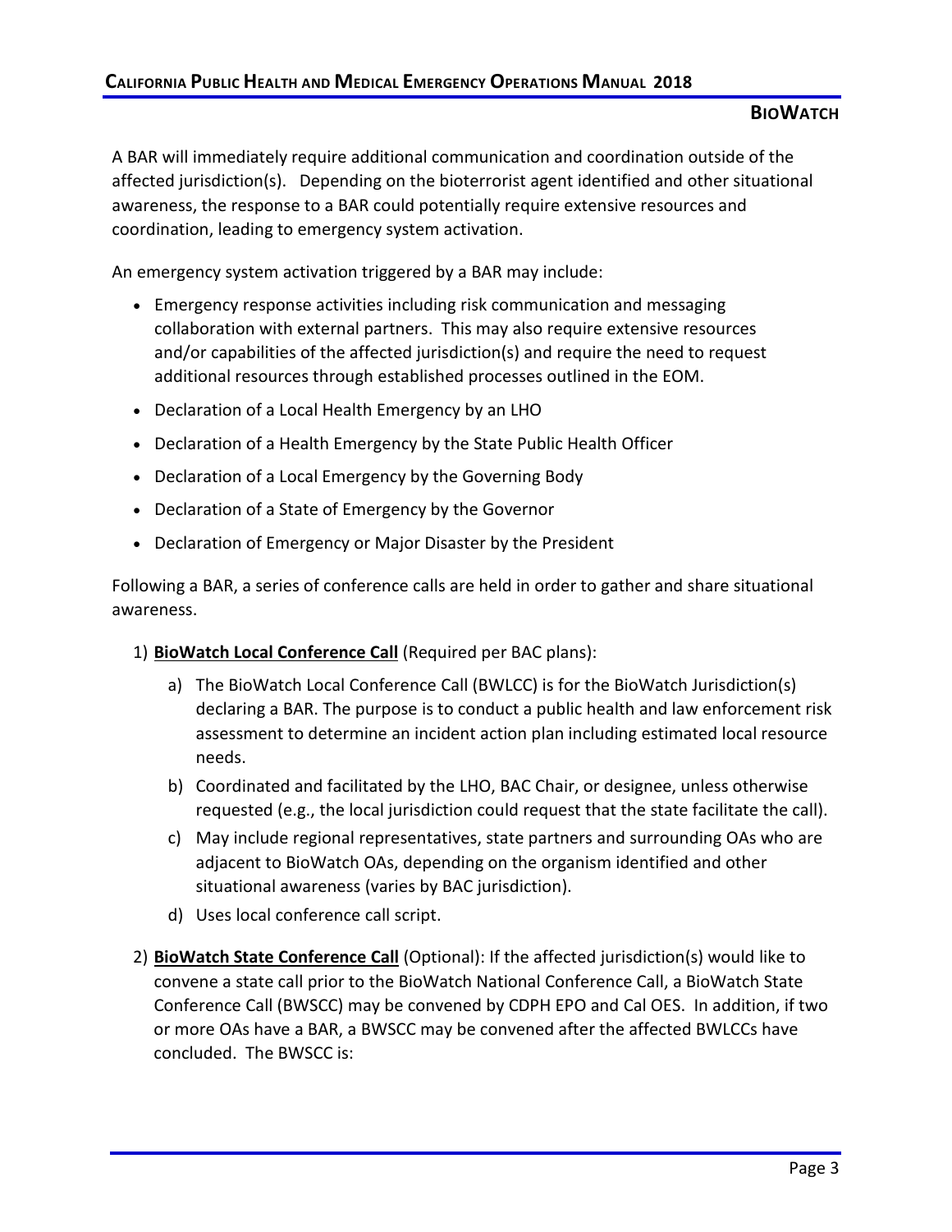A BAR will immediately require additional communication and coordination outside of the affected jurisdiction(s). Depending on the bioterrorist agent identified and other situational awareness, the response to a BAR could potentially require extensive resources and coordination, leading to emergency system activation.

An emergency system activation triggered by a BAR may include:

- Emergency response activities including risk communication and messaging collaboration with external partners. This may also require extensive resources and/or capabilities of the affected jurisdiction(s) and require the need to request additional resources through established processes outlined in the EOM.
- Declaration of a Local Health Emergency by an LHO
- Declaration of a Health Emergency by the State Public Health Officer
- Declaration of a Local Emergency by the Governing Body
- Declaration of a State of Emergency by the Governor
- Declaration of Emergency or Major Disaster by the President

Following a BAR, a series of conference calls are held in order to gather and share situational awareness.

1) **BioWatch Local Conference Call** (Required per BAC plans):
    a) The BioWatch Local Conference Call (BWLCC) is for the BioWatch Jurisdiction(s) declaring a BAR. The purpose is to conduct a public health and law enforcement risk assessment to determine an incident action plan including estimated local resource needs.
    b) Coordinated and facilitated by the LHO, BAC Chair, or designee, unless otherwise requested (e.g., the local jurisdiction could request that the state facilitate the call).
    c) May include regional representatives, state partners and surrounding OAs who are adjacent to BioWatch OAs, depending on the organism identified and other situational awareness (varies by BAC jurisdiction).
    d) Uses local conference call script.

2) **BioWatch State Conference Call** (Optional): If the affected jurisdiction(s) would like to convene a state call prior to the BioWatch National Conference Call, a BioWatch State Conference Call (BWSCC) may be convened by CDPH EPO and Cal OES. In addition, if two or more OAs have a BAR, a BWSCC may be convened after the affected BWLCCs have concluded. The BWSCC is: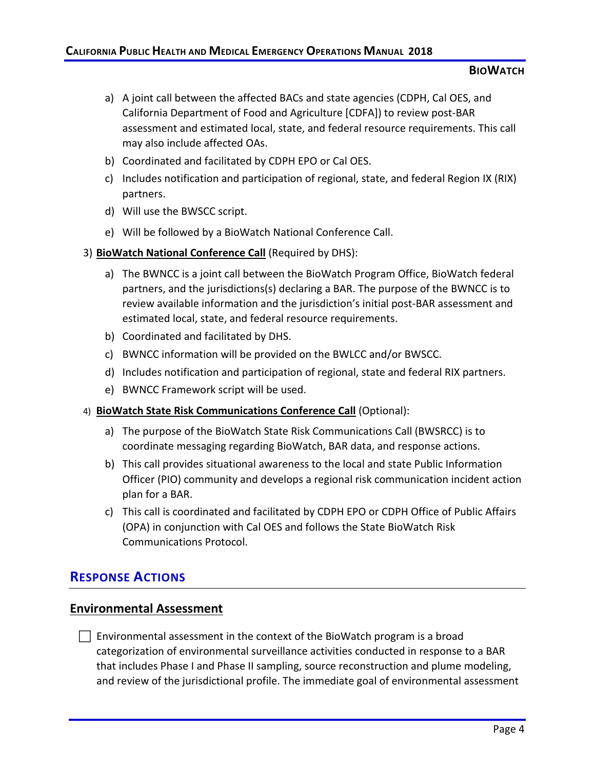a) A joint call between the affected BACs and state agencies (CDPH, Cal OES, and California Department of Food and Agriculture [CDFA]) to review post-BAR assessment and estimated local, state, and federal resource requirements. This call may also include affected OAs.

b) Coordinated and facilitated by CDPH EPO or Cal OES.

c) Includes notification and participation of regional, state, and federal Region IX (RIX) partners.

d) Will use the BWSCC script.

e) Will be followed by a BioWatch National Conference Call.

3) **BioWatch National Conference Call** (Required by DHS):

a) The BWNCC is a joint call between the BioWatch Program Office, BioWatch federal partners, and the jurisdictions(s) declaring a BAR. The purpose of the BWNCC is to review available information and the jurisdiction's initial post-BAR assessment and estimated local, state, and federal resource requirements.

b) Coordinated and facilitated by DHS.

c) BWNCC information will be provided on the BWLCC and/or BWSCC.

d) Includes notification and participation of regional, state and federal RIX partners.

e) BWNCC Framework script will be used.

4) **BioWatch State Risk Communications Conference Call** (Optional):

a) The purpose of the BioWatch State Risk Communications Call (BWSRCC) is to coordinate messaging regarding BioWatch, BAR data, and response actions.

b) This call provides situational awareness to the local and state Public Information Officer (PIO) community and develops a regional risk communication incident action plan for a BAR.

c) This call is coordinated and facilitated by CDPH EPO or CDPH Office of Public Affairs (OPA) in conjunction with Cal OES and follows the State BioWatch Risk Communications Protocol.

## RESPONSE ACTIONS

### Environmental Assessment

- [ ] Environmental assessment in the context of the BioWatch program is a broad categorization of environmental surveillance activities conducted in response to a BAR that includes Phase I and Phase II sampling, source reconstruction and plume modeling, and review of the jurisdictional profile. The immediate goal of environmental assessment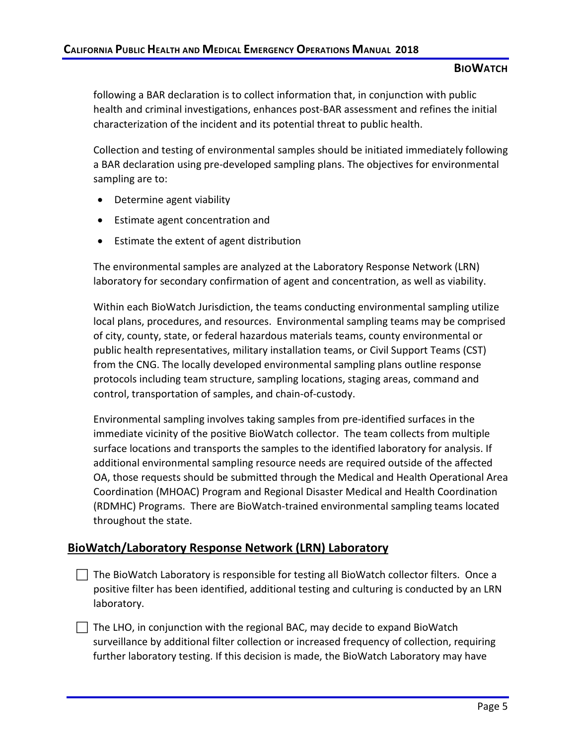following a BAR declaration is to collect information that, in conjunction with public health and criminal investigations, enhances post-BAR assessment and refines the initial characterization of the incident and its potential threat to public health.

Collection and testing of environmental samples should be initiated immediately following a BAR declaration using pre-developed sampling plans. The objectives for environmental sampling are to:

- Determine agent viability
- Estimate agent concentration and
- Estimate the extent of agent distribution

The environmental samples are analyzed at the Laboratory Response Network (LRN) laboratory for secondary confirmation of agent and concentration, as well as viability.

Within each BioWatch Jurisdiction, the teams conducting environmental sampling utilize local plans, procedures, and resources. Environmental sampling teams may be comprised of city, county, state, or federal hazardous materials teams, county environmental or public health representatives, military installation teams, or Civil Support Teams (CST) from the CNG. The locally developed environmental sampling plans outline response protocols including team structure, sampling locations, staging areas, command and control, transportation of samples, and chain-of-custody.

Environmental sampling involves taking samples from pre-identified surfaces in the immediate vicinity of the positive BioWatch collector. The team collects from multiple surface locations and transports the samples to the identified laboratory for analysis. If additional environmental sampling resource needs are required outside of the affected OA, those requests should be submitted through the Medical and Health Operational Area Coordination (MHOAC) Program and Regional Disaster Medical and Health Coordination (RDMHC) Programs. There are BioWatch-trained environmental sampling teams located throughout the state.

## BioWatch/Laboratory Response Network (LRN) Laboratory

- [ ] The BioWatch Laboratory is responsible for testing all BioWatch collector filters. Once a positive filter has been identified, additional testing and culturing is conducted by an LRN laboratory.
- [ ] The LHO, in conjunction with the regional BAC, may decide to expand BioWatch surveillance by additional filter collection or increased frequency of collection, requiring further laboratory testing. If this decision is made, the BioWatch Laboratory may have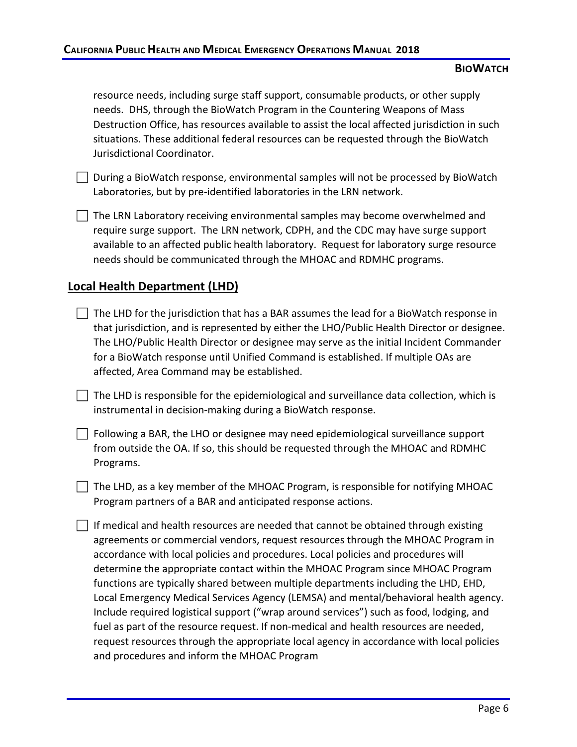resource needs, including surge staff support, consumable products, or other supply needs. DHS, through the BioWatch Program in the Countering Weapons of Mass Destruction Office, has resources available to assist the local affected jurisdiction in such situations. These additional federal resources can be requested through the BioWatch Jurisdictional Coordinator.

- [ ] During a BioWatch response, environmental samples will not be processed by BioWatch Laboratories, but by pre-identified laboratories in the LRN network.

- [ ] The LRN Laboratory receiving environmental samples may become overwhelmed and require surge support. The LRN network, CDPH, and the CDC may have surge support available to an affected public health laboratory. Request for laboratory surge resource needs should be communicated through the MHOAC and RDMHC programs.

## Local Health Department (LHD)

- [ ] The LHD for the jurisdiction that has a BAR assumes the lead for a BioWatch response in that jurisdiction, and is represented by either the LHO/Public Health Director or designee. The LHO/Public Health Director or designee may serve as the initial Incident Commander for a BioWatch response until Unified Command is established. If multiple OAs are affected, Area Command may be established.

- [ ] The LHD is responsible for the epidemiological and surveillance data collection, which is instrumental in decision-making during a BioWatch response.

- [ ] Following a BAR, the LHO or designee may need epidemiological surveillance support from outside the OA. If so, this should be requested through the MHOAC and RDMHC Programs.

- [ ] The LHD, as a key member of the MHOAC Program, is responsible for notifying MHOAC Program partners of a BAR and anticipated response actions.

- [ ] If medical and health resources are needed that cannot be obtained through existing agreements or commercial vendors, request resources through the MHOAC Program in accordance with local policies and procedures. Local policies and procedures will determine the appropriate contact within the MHOAC Program since MHOAC Program functions are typically shared between multiple departments including the LHD, EHD, Local Emergency Medical Services Agency (LEMSA) and mental/behavioral health agency. Include required logistical support ("wrap around services") such as food, lodging, and fuel as part of the resource request. If non-medical and health resources are needed, request resources through the appropriate local agency in accordance with local policies and procedures and inform the MHOAC Program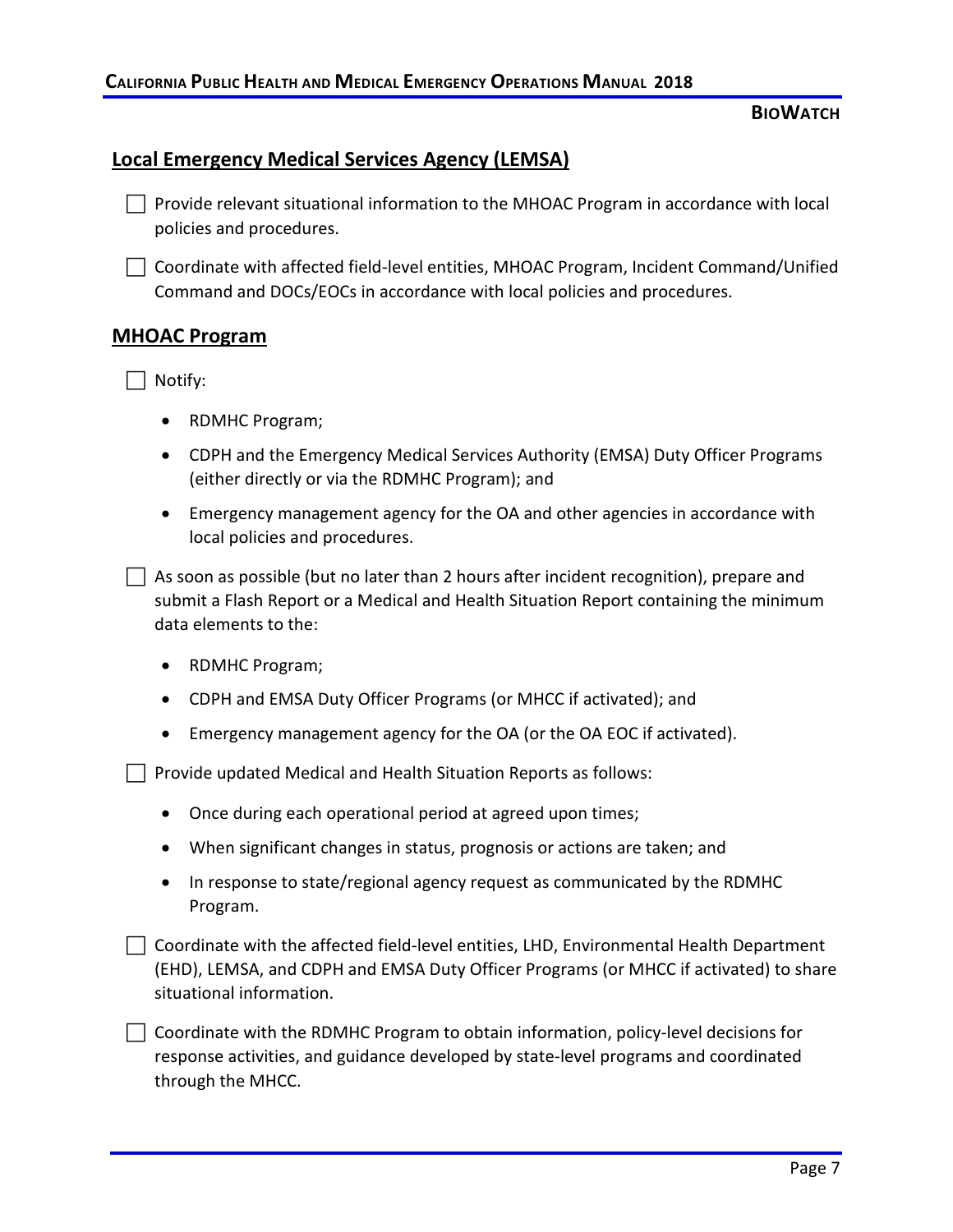## Local Emergency Medical Services Agency (LEMSA)

- [ ] Provide relevant situational information to the MHOAC Program in accordance with local policies and procedures.
- [ ] Coordinate with affected field-level entities, MHOAC Program, Incident Command/Unified Command and DOCs/EOCs in accordance with local policies and procedures.

## MHOAC Program

- [ ] Notify:
  - RDMHC Program;
  - CDPH and the Emergency Medical Services Authority (EMSA) Duty Officer Programs (either directly or via the RDMHC Program); and
  - Emergency management agency for the OA and other agencies in accordance with local policies and procedures.
- [ ] As soon as possible (but no later than 2 hours after incident recognition), prepare and submit a Flash Report or a Medical and Health Situation Report containing the minimum data elements to the:
  - RDMHC Program;
  - CDPH and EMSA Duty Officer Programs (or MHCC if activated); and
  - Emergency management agency for the OA (or the OA EOC if activated).
- [ ] Provide updated Medical and Health Situation Reports as follows:
  - Once during each operational period at agreed upon times;
  - When significant changes in status, prognosis or actions are taken; and
  - In response to state/regional agency request as communicated by the RDMHC Program.
- [ ] Coordinate with the affected field-level entities, LHD, Environmental Health Department (EHD), LEMSA, and CDPH and EMSA Duty Officer Programs (or MHCC if activated) to share situational information.
- [ ] Coordinate with the RDMHC Program to obtain information, policy-level decisions for response activities, and guidance developed by state-level programs and coordinated through the MHCC.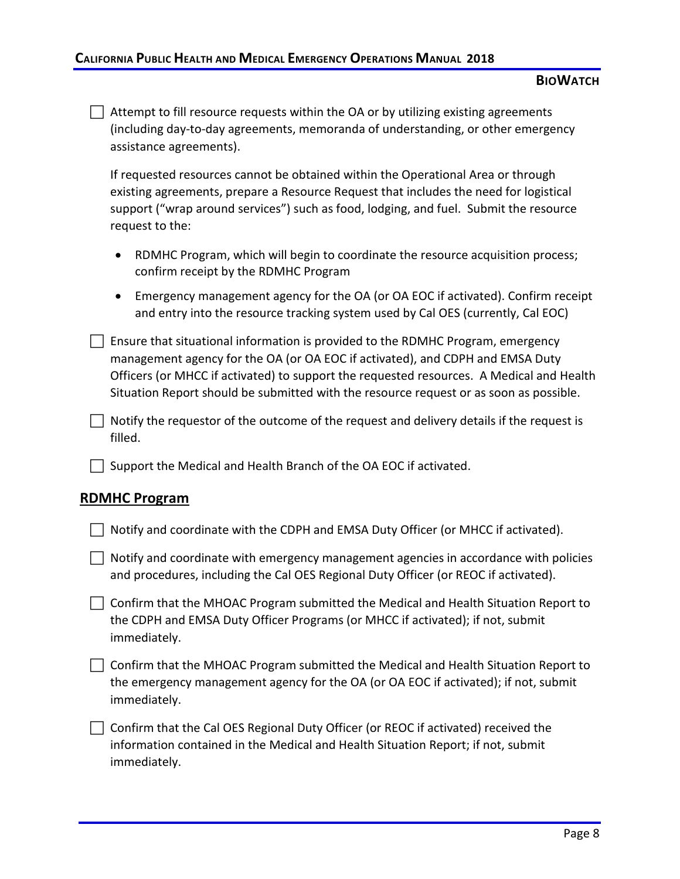- [ ] Attempt to fill resource requests within the OA or by utilizing existing agreements (including day-to-day agreements, memoranda of understanding, or other emergency assistance agreements).

  If requested resources cannot be obtained within the Operational Area or through existing agreements, prepare a Resource Request that includes the need for logistical support ("wrap around services") such as food, lodging, and fuel. Submit the resource request to the:

  - RDMHC Program, which will begin to coordinate the resource acquisition process; confirm receipt by the RDMHC Program
  - Emergency management agency for the OA (or OA EOC if activated). Confirm receipt and entry into the resource tracking system used by Cal OES (currently, Cal EOC)

- [ ] Ensure that situational information is provided to the RDMHC Program, emergency management agency for the OA (or OA EOC if activated), and CDPH and EMSA Duty Officers (or MHCC if activated) to support the requested resources. A Medical and Health Situation Report should be submitted with the resource request or as soon as possible.

- [ ] Notify the requestor of the outcome of the request and delivery details if the request is filled.

- [ ] Support the Medical and Health Branch of the OA EOC if activated.

## RDMHC Program

- [ ] Notify and coordinate with the CDPH and EMSA Duty Officer (or MHCC if activated).

- [ ] Notify and coordinate with emergency management agencies in accordance with policies and procedures, including the Cal OES Regional Duty Officer (or REOC if activated).

- [ ] Confirm that the MHOAC Program submitted the Medical and Health Situation Report to the CDPH and EMSA Duty Officer Programs (or MHCC if activated); if not, submit immediately.

- [ ] Confirm that the MHOAC Program submitted the Medical and Health Situation Report to the emergency management agency for the OA (or OA EOC if activated); if not, submit immediately.

- [ ] Confirm that the Cal OES Regional Duty Officer (or REOC if activated) received the information contained in the Medical and Health Situation Report; if not, submit immediately.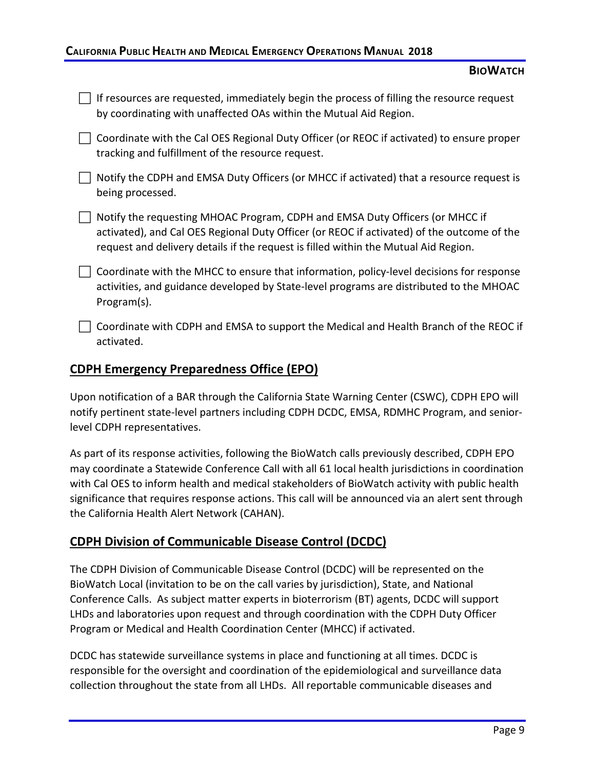- [ ] If resources are requested, immediately begin the process of filling the resource request by coordinating with unaffected OAs within the Mutual Aid Region.
- [ ] Coordinate with the Cal OES Regional Duty Officer (or REOC if activated) to ensure proper tracking and fulfillment of the resource request.
- [ ] Notify the CDPH and EMSA Duty Officers (or MHCC if activated) that a resource request is being processed.
- [ ] Notify the requesting MHOAC Program, CDPH and EMSA Duty Officers (or MHCC if activated), and Cal OES Regional Duty Officer (or REOC if activated) of the outcome of the request and delivery details if the request is filled within the Mutual Aid Region.
- [ ] Coordinate with the MHCC to ensure that information, policy-level decisions for response activities, and guidance developed by State-level programs are distributed to the MHOAC Program(s).
- [ ] Coordinate with CDPH and EMSA to support the Medical and Health Branch of the REOC if activated.

## CDPH Emergency Preparedness Office (EPO)

Upon notification of a BAR through the California State Warning Center (CSWC), CDPH EPO will notify pertinent state-level partners including CDPH DCDC, EMSA, RDMHC Program, and senior-level CDPH representatives.

As part of its response activities, following the BioWatch calls previously described, CDPH EPO may coordinate a Statewide Conference Call with all 61 local health jurisdictions in coordination with Cal OES to inform health and medical stakeholders of BioWatch activity with public health significance that requires response actions. This call will be announced via an alert sent through the California Health Alert Network (CAHAN).

## CDPH Division of Communicable Disease Control (DCDC)

The CDPH Division of Communicable Disease Control (DCDC) will be represented on the BioWatch Local (invitation to be on the call varies by jurisdiction), State, and National Conference Calls. As subject matter experts in bioterrorism (BT) agents, DCDC will support LHDs and laboratories upon request and through coordination with the CDPH Duty Officer Program or Medical and Health Coordination Center (MHCC) if activated.

DCDC has statewide surveillance systems in place and functioning at all times. DCDC is responsible for the oversight and coordination of the epidemiological and surveillance data collection throughout the state from all LHDs. All reportable communicable diseases and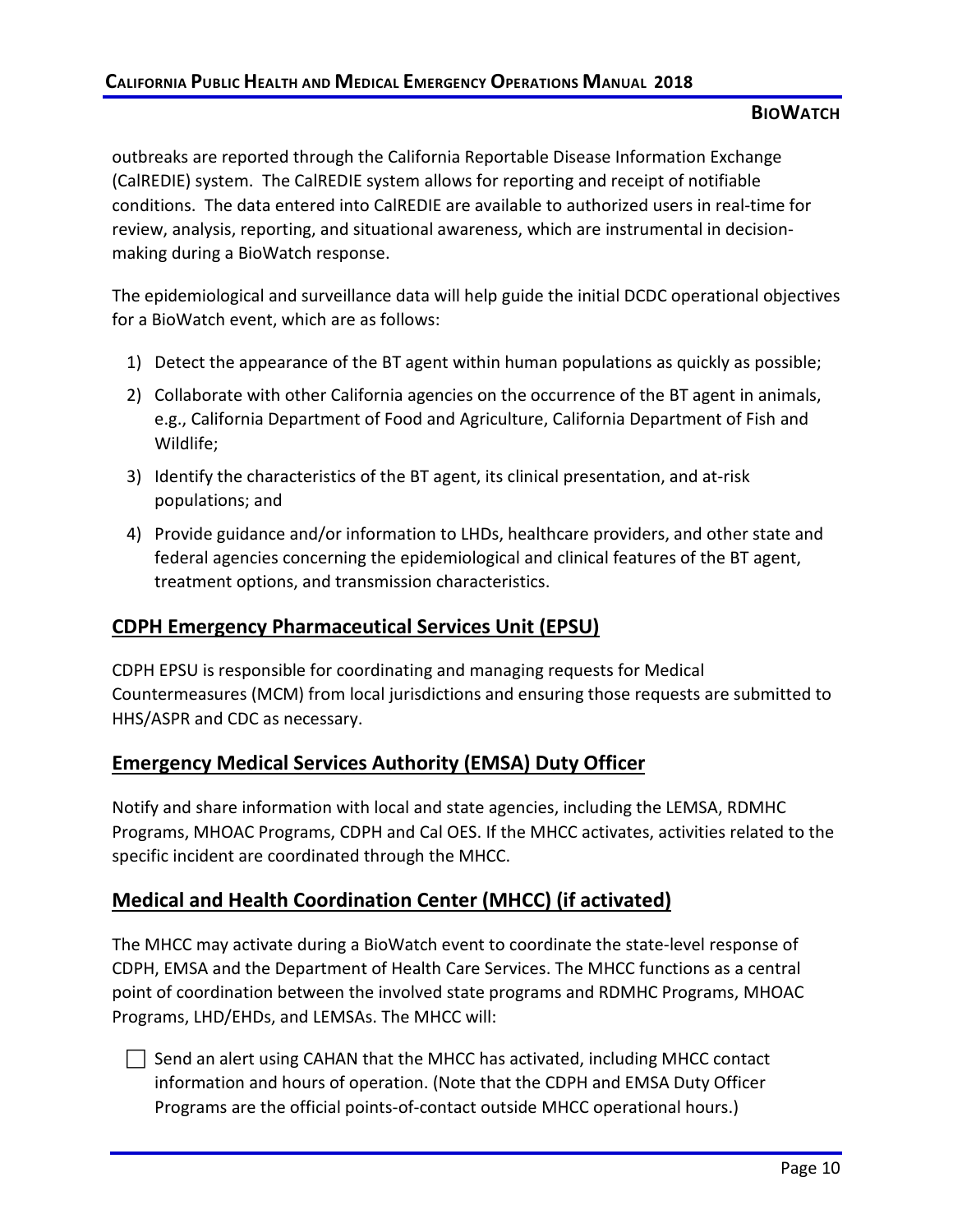outbreaks are reported through the California Reportable Disease Information Exchange (CalREDIE) system. The CalREDIE system allows for reporting and receipt of notifiable conditions. The data entered into CalREDIE are available to authorized users in real-time for review, analysis, reporting, and situational awareness, which are instrumental in decision-making during a BioWatch response.

The epidemiological and surveillance data will help guide the initial DCDC operational objectives for a BioWatch event, which are as follows:

1) Detect the appearance of the BT agent within human populations as quickly as possible;
2) Collaborate with other California agencies on the occurrence of the BT agent in animals, e.g., California Department of Food and Agriculture, California Department of Fish and Wildlife;
3) Identify the characteristics of the BT agent, its clinical presentation, and at-risk populations; and
4) Provide guidance and/or information to LHDs, healthcare providers, and other state and federal agencies concerning the epidemiological and clinical features of the BT agent, treatment options, and transmission characteristics.

## CDPH Emergency Pharmaceutical Services Unit (EPSU)

CDPH EPSU is responsible for coordinating and managing requests for Medical Countermeasures (MCM) from local jurisdictions and ensuring those requests are submitted to HHS/ASPR and CDC as necessary.

## Emergency Medical Services Authority (EMSA) Duty Officer

Notify and share information with local and state agencies, including the LEMSA, RDMHC Programs, MHOAC Programs, CDPH and Cal OES. If the MHCC activates, activities related to the specific incident are coordinated through the MHCC.

## Medical and Health Coordination Center (MHCC) (if activated)

The MHCC may activate during a BioWatch event to coordinate the state-level response of CDPH, EMSA and the Department of Health Care Services. The MHCC functions as a central point of coordination between the involved state programs and RDMHC Programs, MHOAC Programs, LHD/EHDs, and LEMSAs. The MHCC will:

- [ ] Send an alert using CAHAN that the MHCC has activated, including MHCC contact information and hours of operation. (Note that the CDPH and EMSA Duty Officer Programs are the official points-of-contact outside MHCC operational hours.)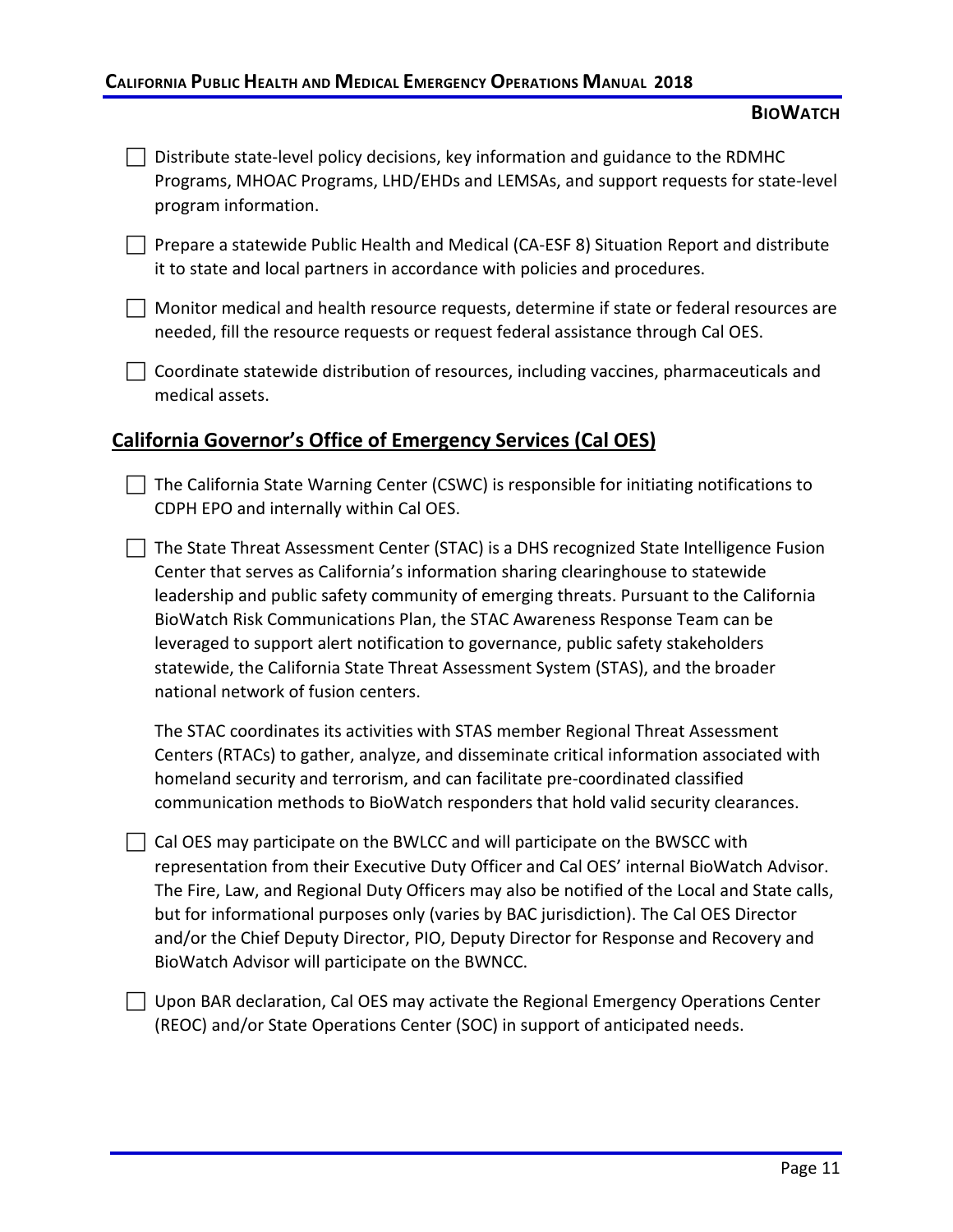- [ ] Distribute state-level policy decisions, key information and guidance to the RDMHC Programs, MHOAC Programs, LHD/EHDs and LEMSAs, and support requests for state-level program information.

- [ ] Prepare a statewide Public Health and Medical (CA-ESF 8) Situation Report and distribute it to state and local partners in accordance with policies and procedures.

- [ ] Monitor medical and health resource requests, determine if state or federal resources are needed, fill the resource requests or request federal assistance through Cal OES.

- [ ] Coordinate statewide distribution of resources, including vaccines, pharmaceuticals and medical assets.

## California Governor's Office of Emergency Services (Cal OES)

- [ ] The California State Warning Center (CSWC) is responsible for initiating notifications to CDPH EPO and internally within Cal OES.

- [ ] The State Threat Assessment Center (STAC) is a DHS recognized State Intelligence Fusion Center that serves as California's information sharing clearinghouse to statewide leadership and public safety community of emerging threats. Pursuant to the California BioWatch Risk Communications Plan, the STAC Awareness Response Team can be leveraged to support alert notification to governance, public safety stakeholders statewide, the California State Threat Assessment System (STAS), and the broader national network of fusion centers.

  The STAC coordinates its activities with STAS member Regional Threat Assessment Centers (RTACs) to gather, analyze, and disseminate critical information associated with homeland security and terrorism, and can facilitate pre-coordinated classified communication methods to BioWatch responders that hold valid security clearances.

- [ ] Cal OES may participate on the BWLCC and will participate on the BWSCC with representation from their Executive Duty Officer and Cal OES' internal BioWatch Advisor. The Fire, Law, and Regional Duty Officers may also be notified of the Local and State calls, but for informational purposes only (varies by BAC jurisdiction). The Cal OES Director and/or the Chief Deputy Director, PIO, Deputy Director for Response and Recovery and BioWatch Advisor will participate on the BWNCC.

- [ ] Upon BAR declaration, Cal OES may activate the Regional Emergency Operations Center (REOC) and/or State Operations Center (SOC) in support of anticipated needs.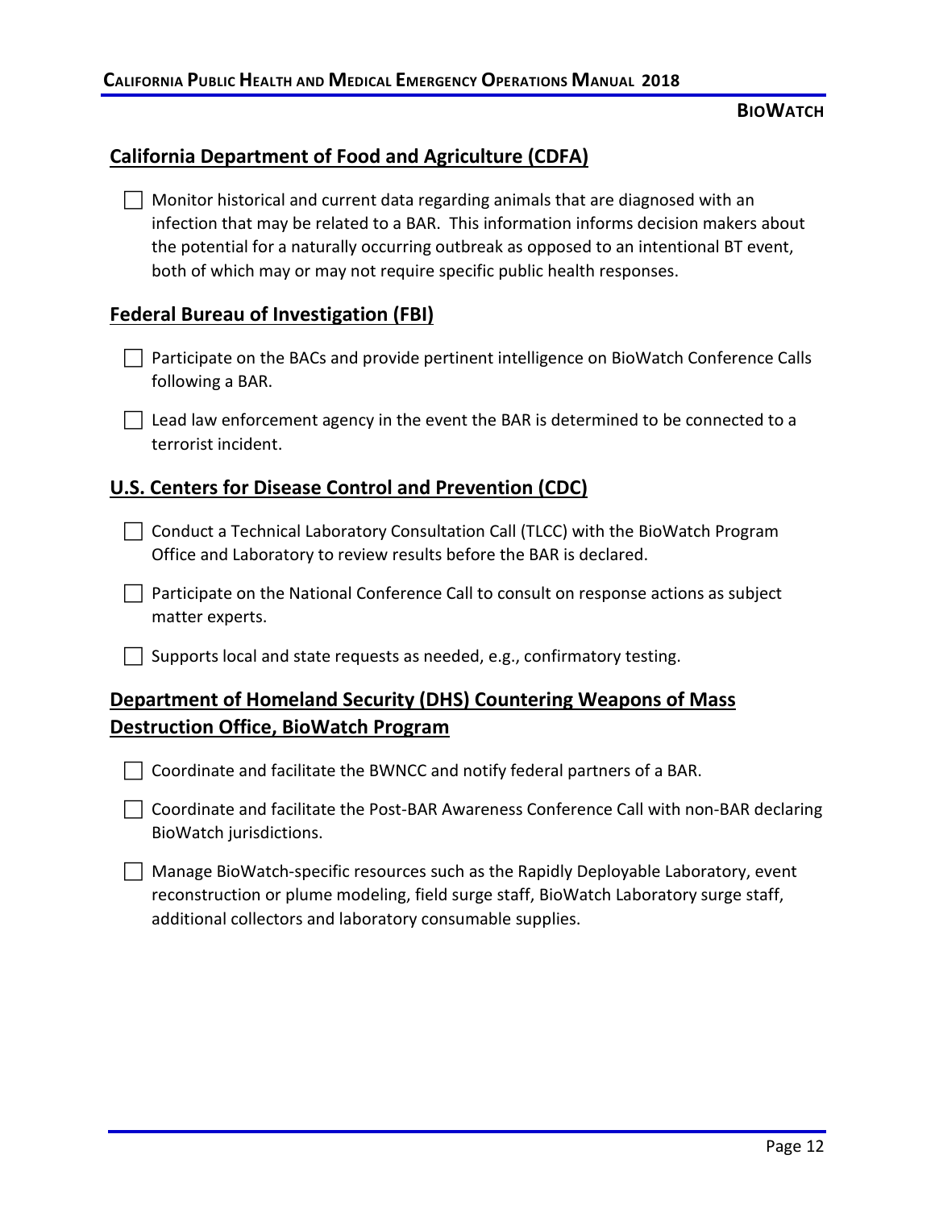## California Department of Food and Agriculture (CDFA)

- [ ] Monitor historical and current data regarding animals that are diagnosed with an infection that may be related to a BAR. This information informs decision makers about the potential for a naturally occurring outbreak as opposed to an intentional BT event, both of which may or may not require specific public health responses.

## Federal Bureau of Investigation (FBI)

- [ ] Participate on the BACs and provide pertinent intelligence on BioWatch Conference Calls following a BAR.
- [ ] Lead law enforcement agency in the event the BAR is determined to be connected to a terrorist incident.

## U.S. Centers for Disease Control and Prevention (CDC)

- [ ] Conduct a Technical Laboratory Consultation Call (TLCC) with the BioWatch Program Office and Laboratory to review results before the BAR is declared.
- [ ] Participate on the National Conference Call to consult on response actions as subject matter experts.
- [ ] Supports local and state requests as needed, e.g., confirmatory testing.

## Department of Homeland Security (DHS) Countering Weapons of Mass Destruction Office, BioWatch Program

- [ ] Coordinate and facilitate the BWNCC and notify federal partners of a BAR.
- [ ] Coordinate and facilitate the Post-BAR Awareness Conference Call with non-BAR declaring BioWatch jurisdictions.
- [ ] Manage BioWatch-specific resources such as the Rapidly Deployable Laboratory, event reconstruction or plume modeling, field surge staff, BioWatch Laboratory surge staff, additional collectors and laboratory consumable supplies.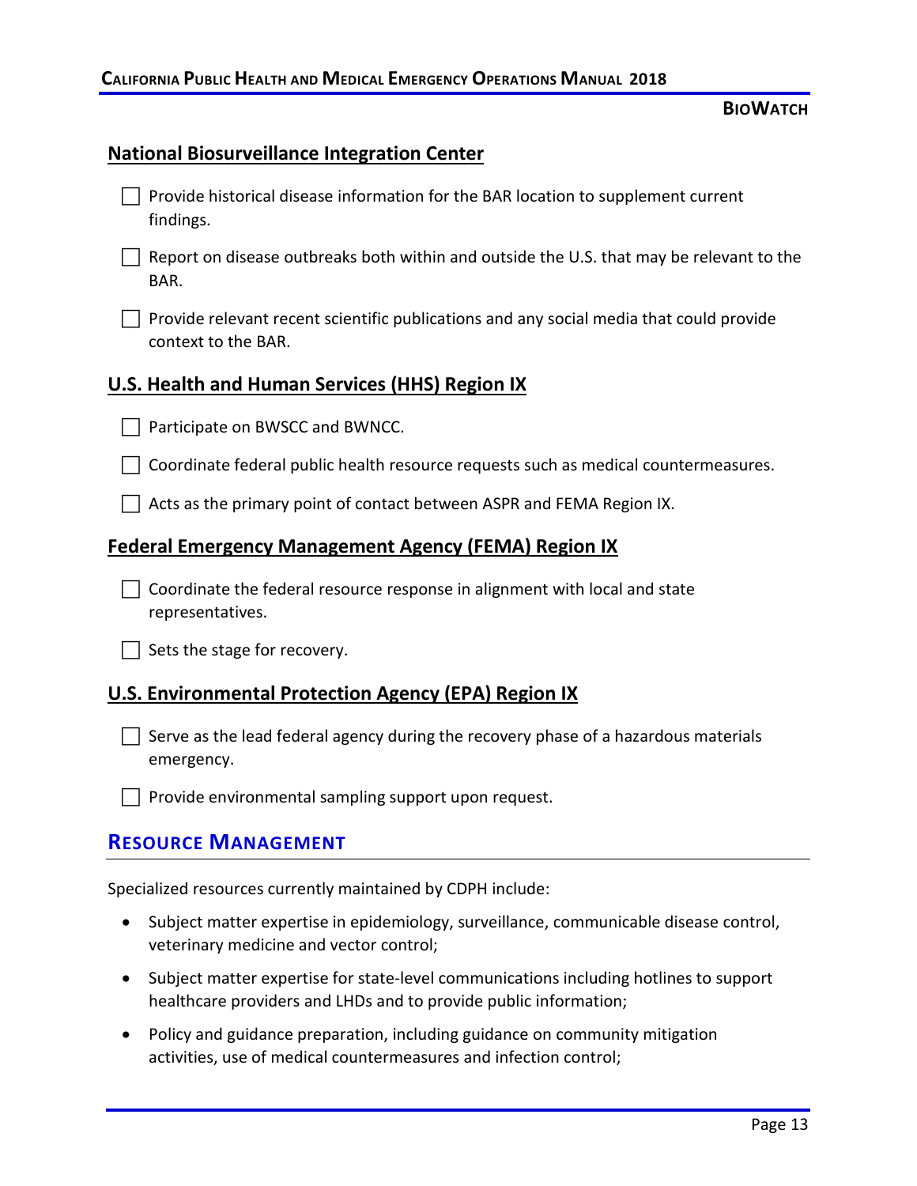## National Biosurveillance Integration Center

- [ ] Provide historical disease information for the BAR location to supplement current findings.
- [ ] Report on disease outbreaks both within and outside the U.S. that may be relevant to the BAR.
- [ ] Provide relevant recent scientific publications and any social media that could provide context to the BAR.

## U.S. Health and Human Services (HHS) Region IX

- [ ] Participate on BWSCC and BWNCC.
- [ ] Coordinate federal public health resource requests such as medical countermeasures.
- [ ] Acts as the primary point of contact between ASPR and FEMA Region IX.

## Federal Emergency Management Agency (FEMA) Region IX

- [ ] Coordinate the federal resource response in alignment with local and state representatives.
- [ ] Sets the stage for recovery.

## U.S. Environmental Protection Agency (EPA) Region IX

- [ ] Serve as the lead federal agency during the recovery phase of a hazardous materials emergency.
- [ ] Provide environmental sampling support upon request.

# Resource Management

Specialized resources currently maintained by CDPH include:

- Subject matter expertise in epidemiology, surveillance, communicable disease control, veterinary medicine and vector control;
- Subject matter expertise for state-level communications including hotlines to support healthcare providers and LHDs and to provide public information;
- Policy and guidance preparation, including guidance on community mitigation activities, use of medical countermeasures and infection control;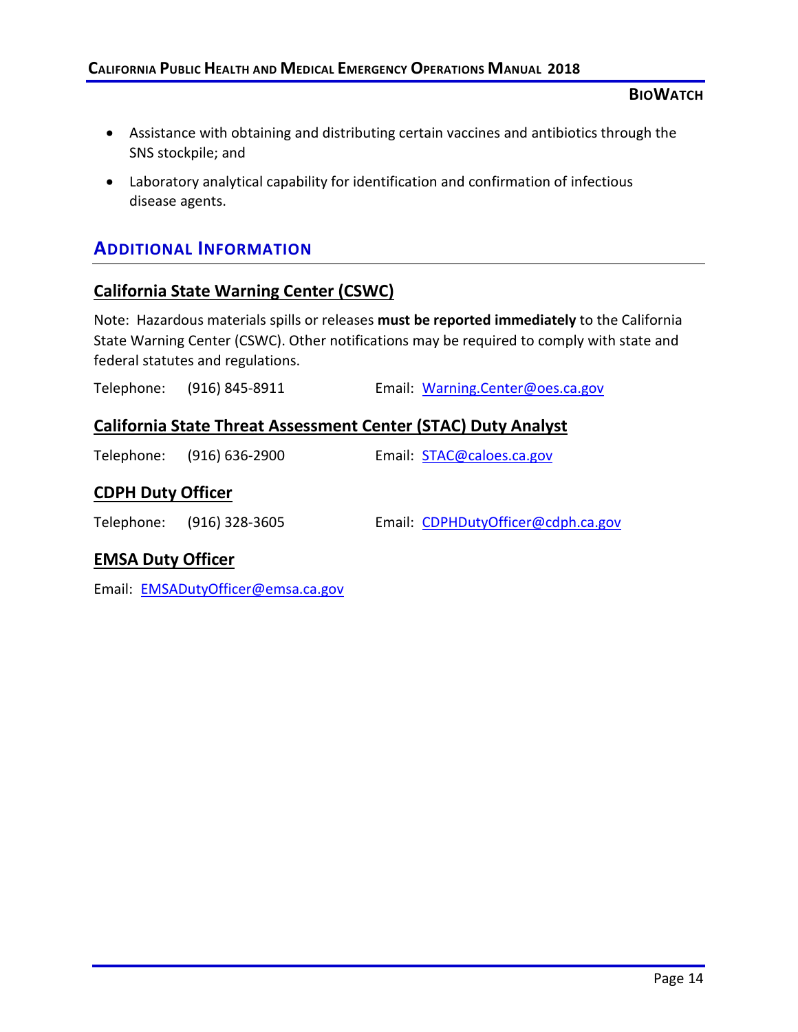- Assistance with obtaining and distributing certain vaccines and antibiotics through the SNS stockpile; and
- Laboratory analytical capability for identification and confirmation of infectious disease agents.

## ADDITIONAL INFORMATION

### California State Warning Center (CSWC)

Note: Hazardous materials spills or releases **must be reported immediately** to the California State Warning Center (CSWC). Other notifications may be required to comply with state and federal statutes and regulations.

Telephone: (916) 845-8911 Email: Warning.Center@oes.ca.gov

### California State Threat Assessment Center (STAC) Duty Analyst

Telephone: (916) 636-2900 Email: STAC@caloes.ca.gov

### CDPH Duty Officer

Telephone: (916) 328-3605 Email: CDPHDutyOfficer@cdph.ca.gov

### EMSA Duty Officer

Email: EMSADutyOfficer@emsa.ca.gov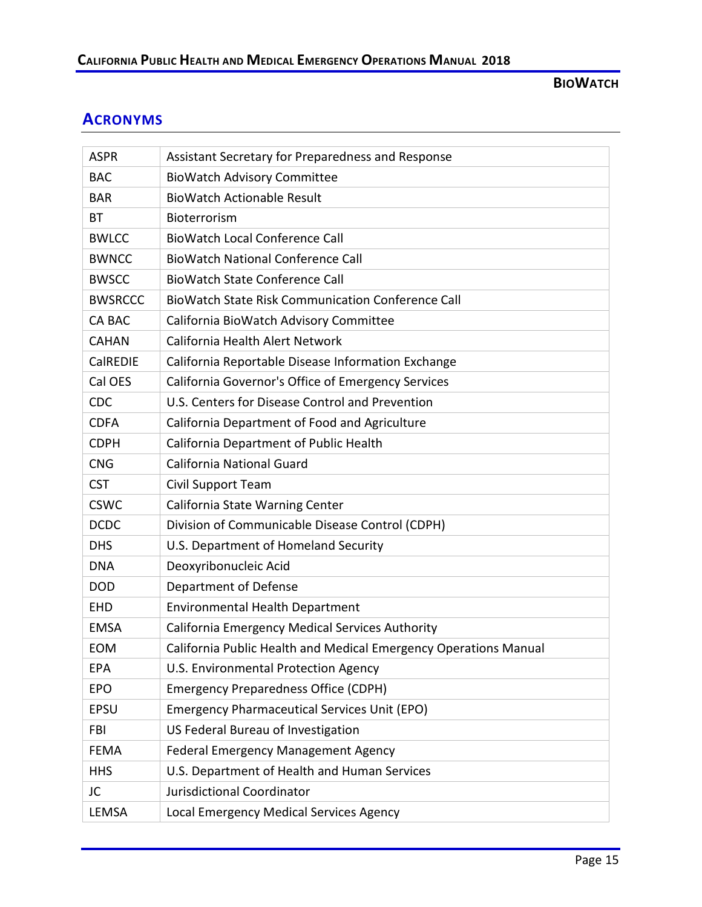## ACRONYMS

| | |
|---|---|
| ASPR | Assistant Secretary for Preparedness and Response |
| BAC | BioWatch Advisory Committee |
| BAR | BioWatch Actionable Result |
| BT | Bioterrorism |
| BWLCC | BioWatch Local Conference Call |
| BWNCC | BioWatch National Conference Call |
| BWSCC | BioWatch State Conference Call |
| BWSRCCC | BioWatch State Risk Communication Conference Call |
| CA BAC | California BioWatch Advisory Committee |
| CAHAN | California Health Alert Network |
| CalREDIE | California Reportable Disease Information Exchange |
| Cal OES | California Governor's Office of Emergency Services |
| CDC | U.S. Centers for Disease Control and Prevention |
| CDFA | California Department of Food and Agriculture |
| CDPH | California Department of Public Health |
| CNG | California National Guard |
| CST | Civil Support Team |
| CSWC | California State Warning Center |
| DCDC | Division of Communicable Disease Control (CDPH) |
| DHS | U.S. Department of Homeland Security |
| DNA | Deoxyribonucleic Acid |
| DOD | Department of Defense |
| EHD | Environmental Health Department |
| EMSA | California Emergency Medical Services Authority |
| EOM | California Public Health and Medical Emergency Operations Manual |
| EPA | U.S. Environmental Protection Agency |
| EPO | Emergency Preparedness Office (CDPH) |
| EPSU | Emergency Pharmaceutical Services Unit (EPO) |
| FBI | US Federal Bureau of Investigation |
| FEMA | Federal Emergency Management Agency |
| HHS | U.S. Department of Health and Human Services |
| JC | Jurisdictional Coordinator |
| LEMSA | Local Emergency Medical Services Agency |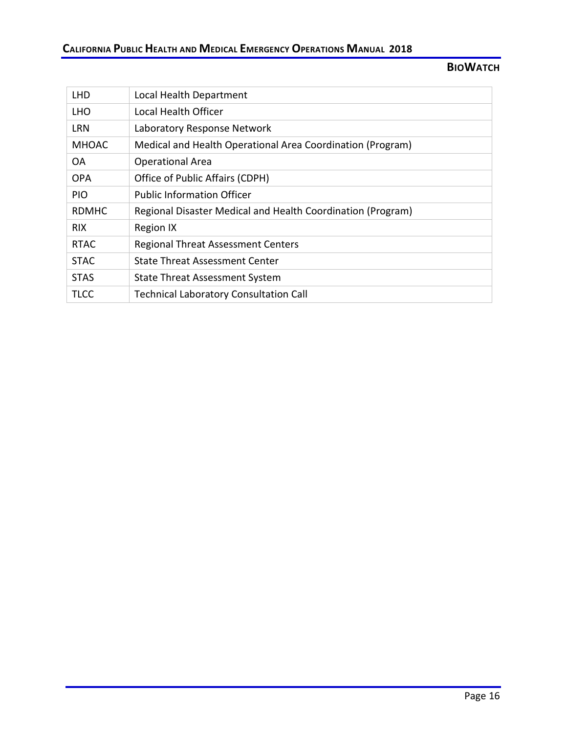| | |
|---|---|
| LHD | Local Health Department |
| LHO | Local Health Officer |
| LRN | Laboratory Response Network |
| MHOAC | Medical and Health Operational Area Coordination (Program) |
| OA | Operational Area |
| OPA | Office of Public Affairs (CDPH) |
| PIO | Public Information Officer |
| RDMHC | Regional Disaster Medical and Health Coordination (Program) |
| RIX | Region IX |
| RTAC | Regional Threat Assessment Centers |
| STAC | State Threat Assessment Center |
| STAS | State Threat Assessment System |
| TLCC | Technical Laboratory Consultation Call |